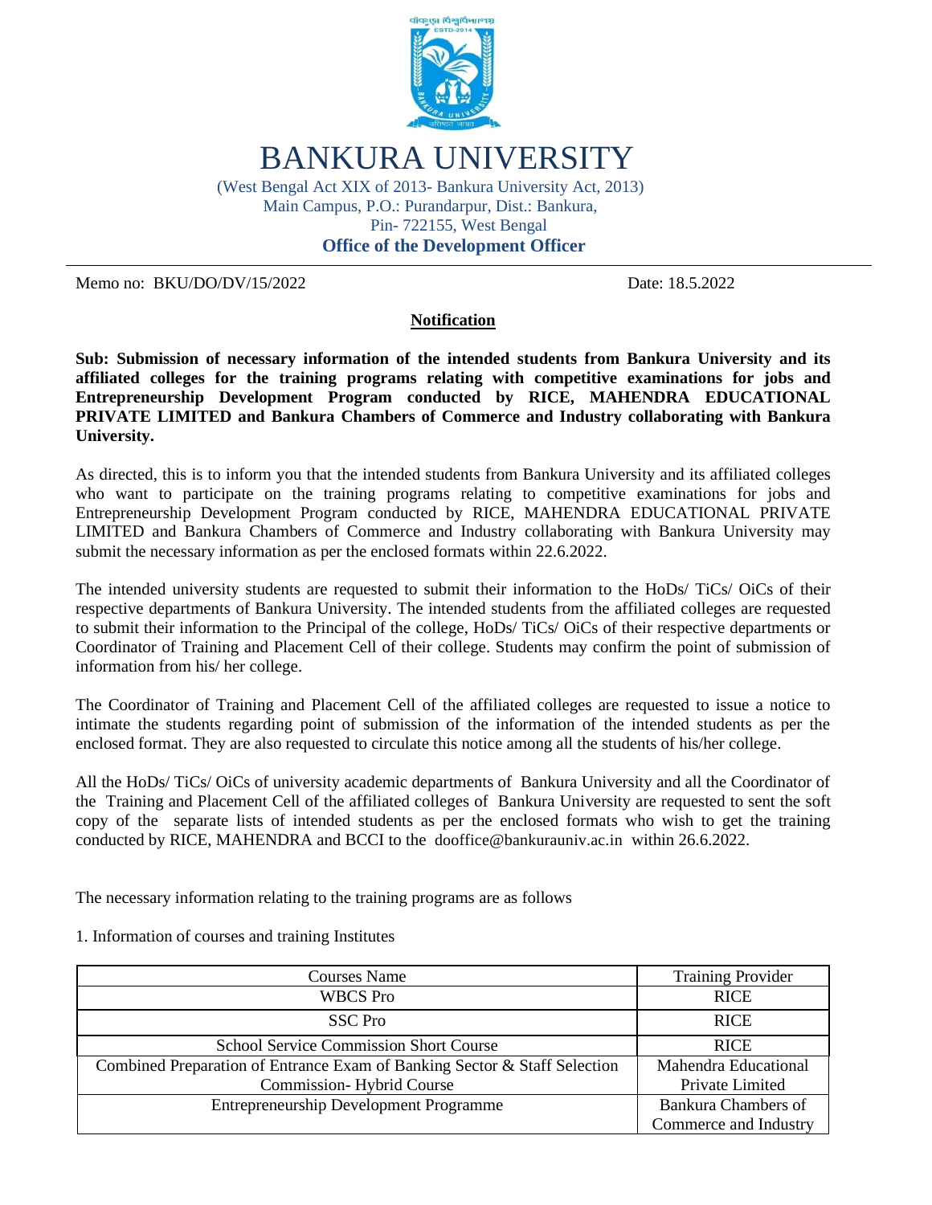# BANKURA UNIVERSITY

(West Bengal Act XIX of 2013- Bankura University Act, 2013)
Main Campus, P.O.: Purandarpur, Dist.: Bankura,
Pin- 722155, West Bengal

**Office of the Development Officer**

---

Memo no: BKU/DO/DV/15/2022 Date: 18.5.2022

**Notification**

**Sub: Submission of necessary information of the intended students from Bankura University and its affiliated colleges for the training programs relating with competitive examinations for jobs and Entrepreneurship Development Program conducted by RICE, MAHENDRA EDUCATIONAL PRIVATE LIMITED and Bankura Chambers of Commerce and Industry collaborating with Bankura University.**

As directed, this is to inform you that the intended students from Bankura University and its affiliated colleges who want to participate on the training programs relating to competitive examinations for jobs and Entrepreneurship Development Program conducted by RICE, MAHENDRA EDUCATIONAL PRIVATE LIMITED and Bankura Chambers of Commerce and Industry collaborating with Bankura University may submit the necessary information as per the enclosed formats within 22.6.2022.

The intended university students are requested to submit their information to the HoDs/ TiCs/ OiCs of their respective departments of Bankura University. The intended students from the affiliated colleges are requested to submit their information to the Principal of the college, HoDs/ TiCs/ OiCs of their respective departments or Coordinator of Training and Placement Cell of their college. Students may confirm the point of submission of information from his/ her college.

The Coordinator of Training and Placement Cell of the affiliated colleges are requested to issue a notice to intimate the students regarding point of submission of the information of the intended students as per the enclosed format. They are also requested to circulate this notice among all the students of his/her college.

All the HoDs/ TiCs/ OiCs of university academic departments of Bankura University and all the Coordinator of the Training and Placement Cell of the affiliated colleges of Bankura University are requested to sent the soft copy of the separate lists of intended students as per the enclosed formats who wish to get the training conducted by RICE, MAHENDRA and BCCI to the dooffice@bankurauniv.ac.in within 26.6.2022.

The necessary information relating to the training programs are as follows

1. Information of courses and training Institutes

| Courses Name | Training Provider |
|---|---|
| WBCS Pro | RICE |
| SSC Pro | RICE |
| School Service Commission Short Course | RICE |
| Combined Preparation of Entrance Exam of Banking Sector & Staff Selection Commission- Hybrid Course | Mahendra Educational Private Limited |
| Entrepreneurship Development Programme | Bankura Chambers of Commerce and Industry |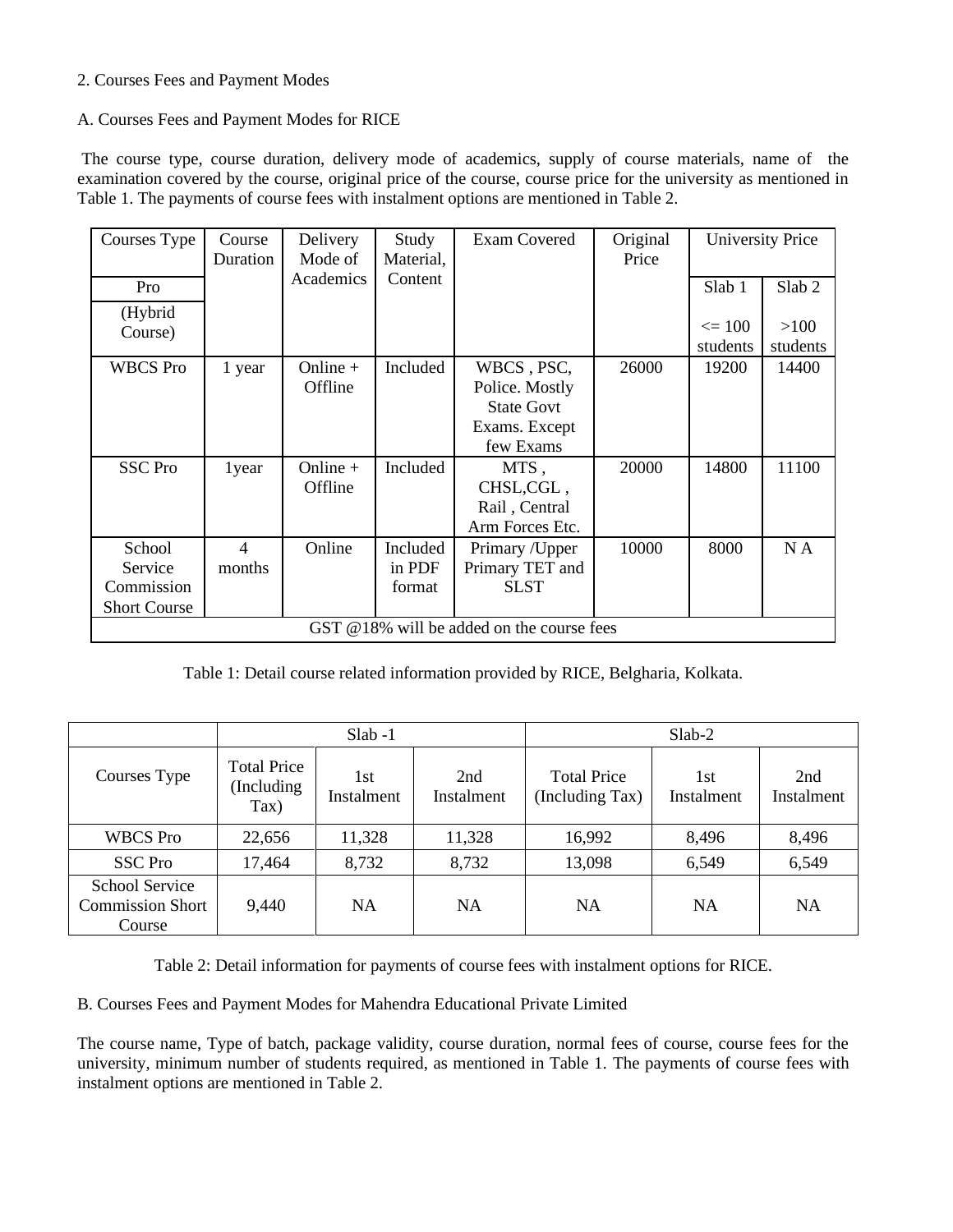2. Courses Fees and Payment Modes

A. Courses Fees and Payment Modes for RICE

The course type, course duration, delivery mode of academics, supply of course materials, name of the examination covered by the course, original price of the course, course price for the university as mentioned in Table 1. The payments of course fees with instalment options are mentioned in Table 2.

| Courses Type | Course Duration | Delivery Mode of Academics | Study Material, Content | Exam Covered | Original Price | University Price | |
|---|---|---|---|---|---|---|---|
| Pro (Hybrid Course) | | | | | | Slab 1 <= 100 students | Slab 2 >100 students |
| WBCS Pro | 1 year | Online + Offline | Included | WBCS , PSC, Police. Mostly State Govt Exams. Except few Exams | 26000 | 19200 | 14400 |
| SSC Pro | 1year | Online + Offline | Included | MTS , CHSL,CGL , Rail , Central Arm Forces Etc. | 20000 | 14800 | 11100 |
| School Service Commission Short Course | 4 months | Online | Included in PDF format | Primary /Upper Primary TET and SLST | 10000 | 8000 | N A |
| GST @18% will be added on the course fees | | | | | | | |

Table 1: Detail course related information provided by RICE, Belgharia, Kolkata.

| | Slab -1 | | | Slab-2 | | |
|---|---|---|---|---|---|---|
| Courses Type | Total Price (Including Tax) | 1st Instalment | 2nd Instalment | Total Price (Including Tax) | 1st Instalment | 2nd Instalment |
| WBCS Pro | 22,656 | 11,328 | 11,328 | 16,992 | 8,496 | 8,496 |
| SSC Pro | 17,464 | 8,732 | 8,732 | 13,098 | 6,549 | 6,549 |
| School Service Commission Short Course | 9,440 | NA | NA | NA | NA | NA |

Table 2: Detail information for payments of course fees with instalment options for RICE.

B. Courses Fees and Payment Modes for Mahendra Educational Private Limited

The course name, Type of batch, package validity, course duration, normal fees of course, course fees for the university, minimum number of students required, as mentioned in Table 1. The payments of course fees with instalment options are mentioned in Table 2.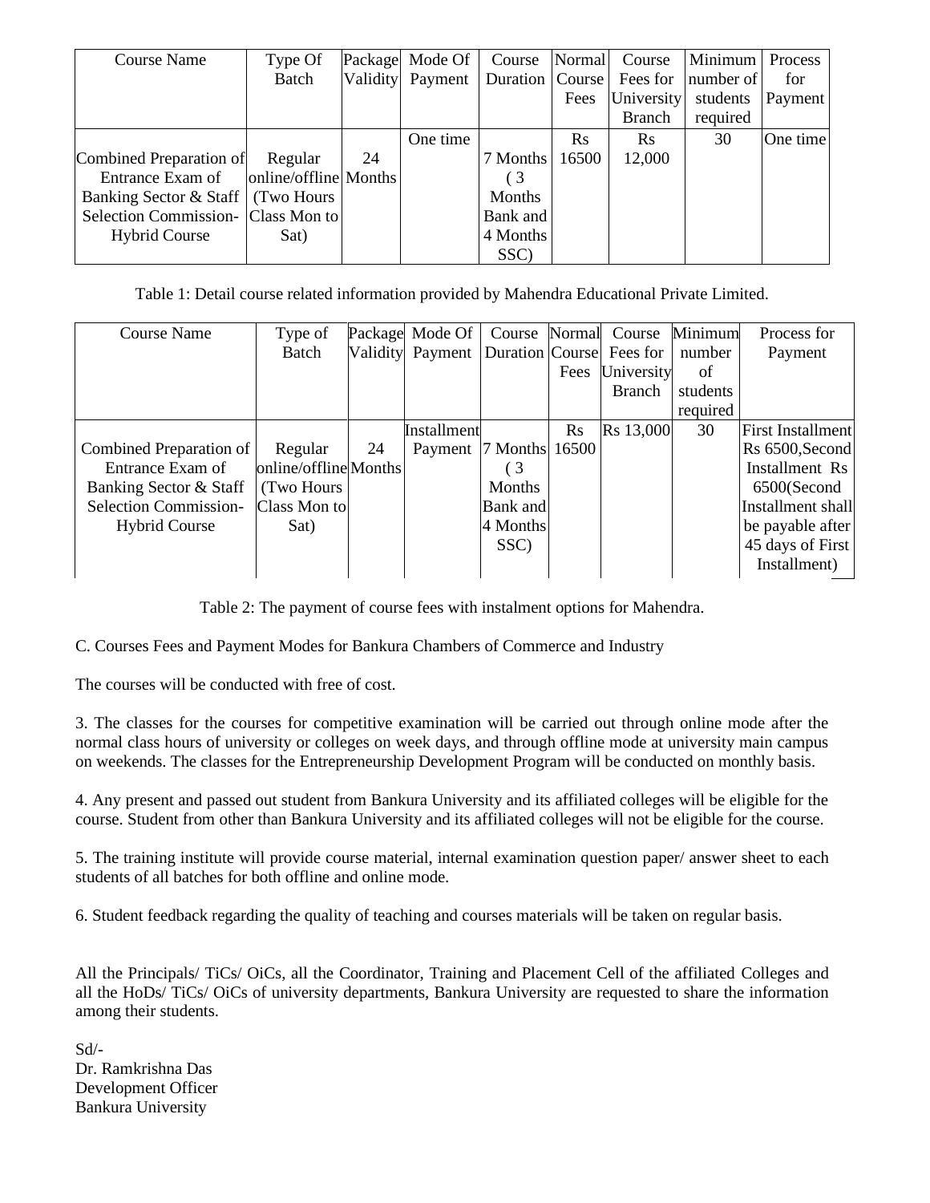| Course Name | Type Of Batch | Package Validity | Mode Of Payment | Course Duration | Normal Course Fees | Course Fees for University Branch | Minimum number of students required | Process for Payment |
|---|---|---|---|---|---|---|---|---|
| Combined Preparation of Entrance Exam of Banking Sector & Staff Selection Commission- Hybrid Course | Regular online/offline (Two Hours Class Mon to Sat) | 24 Months | One time | 7 Months ( 3 Months Bank and 4 Months SSC) | Rs 16500 | Rs 12,000 | 30 | One time |

Table 1: Detail course related information provided by Mahendra Educational Private Limited.

| Course Name | Type of Batch | Package Validity | Mode Of Payment | Course Duration | Normal Course Fees | Course Fees for University Branch | Minimum number of students required | Process for Payment |
|---|---|---|---|---|---|---|---|---|
| Combined Preparation of Entrance Exam of Banking Sector & Staff Selection Commission- Hybrid Course | Regular online/offline (Two Hours Class Mon to Sat) | 24 Months | Installment Payment | 7 Months ( 3 Months Bank and 4 Months SSC) | Rs 16500 | Rs 13,000 | 30 | First Installment Rs 6500,Second Installment Rs 6500(Second Installment shall be payable after 45 days of First Installment) |

Table 2: The payment of course fees with instalment options for Mahendra.

C. Courses Fees and Payment Modes for Bankura Chambers of Commerce and Industry

The courses will be conducted with free of cost.

3. The classes for the courses for competitive examination will be carried out through online mode after the normal class hours of university or colleges on week days, and through offline mode at university main campus on weekends. The classes for the Entrepreneurship Development Program will be conducted on monthly basis.

4. Any present and passed out student from Bankura University and its affiliated colleges will be eligible for the course. Student from other than Bankura University and its affiliated colleges will not be eligible for the course.

5. The training institute will provide course material, internal examination question paper/ answer sheet to each students of all batches for both offline and online mode.

6. Student feedback regarding the quality of teaching and courses materials will be taken on regular basis.

All the Principals/ TiCs/ OiCs, all the Coordinator, Training and Placement Cell of the affiliated Colleges and all the HoDs/ TiCs/ OiCs of university departments, Bankura University are requested to share the information among their students.

Sd/-
Dr. Ramkrishna Das
Development Officer
Bankura University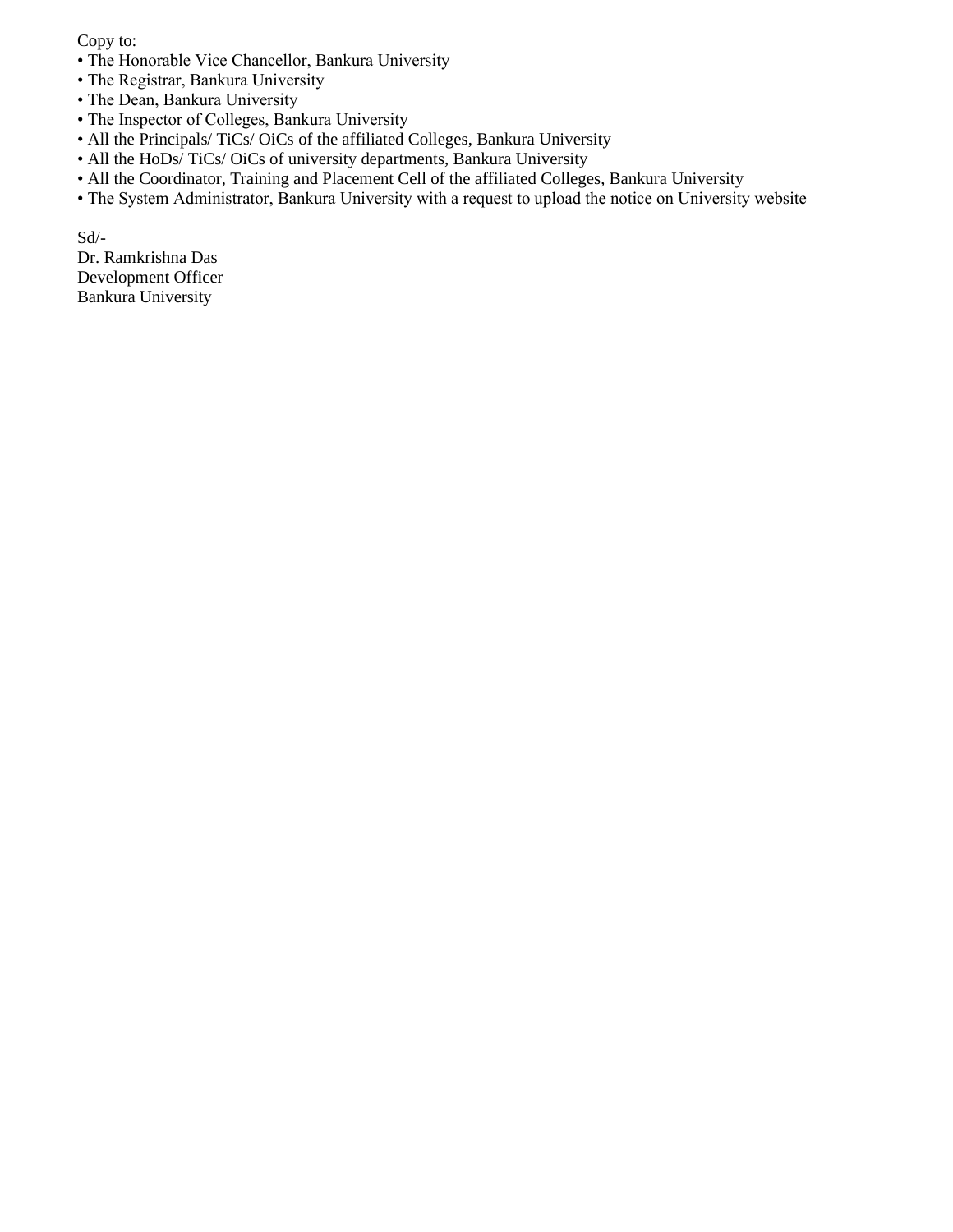Copy to:

- The Honorable Vice Chancellor, Bankura University
- The Registrar, Bankura University
- The Dean, Bankura University
- The Inspector of Colleges, Bankura University
- All the Principals/ TiCs/ OiCs of the affiliated Colleges, Bankura University
- All the HoDs/ TiCs/ OiCs of university departments, Bankura University
- All the Coordinator, Training and Placement Cell of the affiliated Colleges, Bankura University
- The System Administrator, Bankura University with a request to upload the notice on University website

Sd/-
Dr. Ramkrishna Das
Development Officer
Bankura University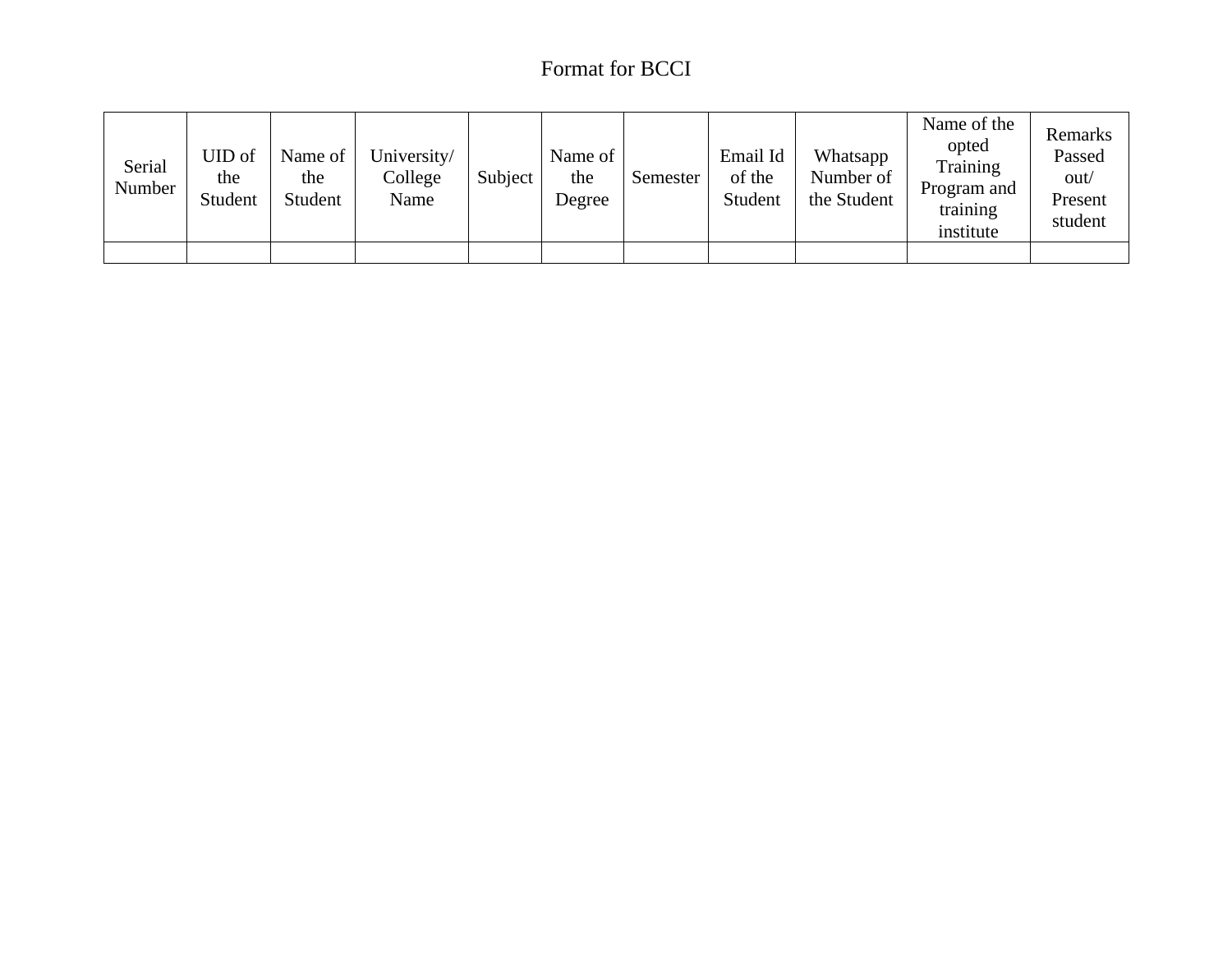# Format for BCCI

| Serial Number | UID of the Student | Name of the Student | University/ College Name | Subject | Name of the Degree | Semester | Email Id of the Student | Whatsapp Number of the Student | Name of the opted Training Program and training institute | Remarks Passed out/ Present student |
|---|---|---|---|---|---|---|---|---|---|---|
| | | | | | | | | | | |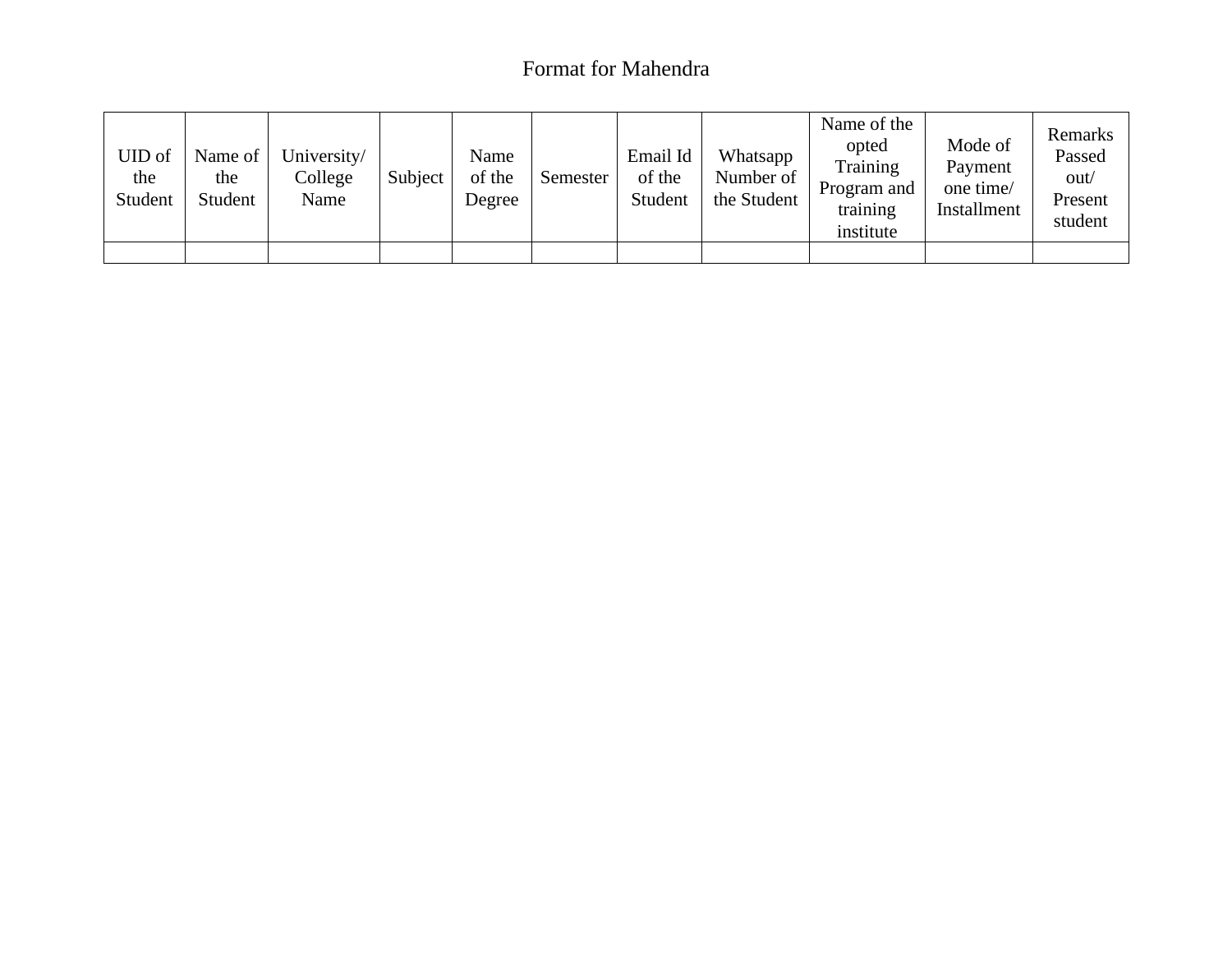Format for Mahendra

| UID of the Student | Name of the Student | University/ College Name | Subject | Name of the Degree | Semester | Email Id of the Student | Whatsapp Number of the Student | Name of the opted Training Program and training institute | Mode of Payment one time/ Installment | Remarks Passed out/ Present student |
|---|---|---|---|---|---|---|---|---|---|---|
| | | | | | | | | | | |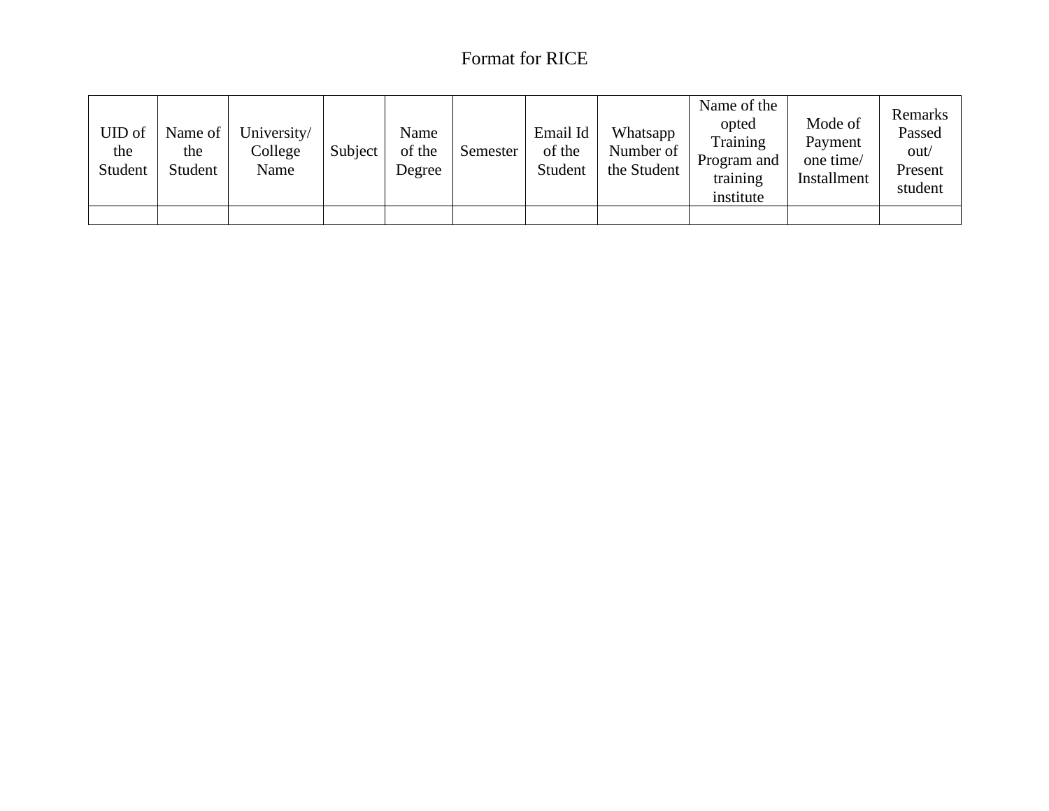Format for RICE

| UID of the Student | Name of the Student | University/ College Name | Subject | Name of the Degree | Semester | Email Id of the Student | Whatsapp Number of the Student | Name of the opted Training Program and training institute | Mode of Payment one time/ Installment | Remarks Passed out/ Present student |
|---|---|---|---|---|---|---|---|---|---|---|
| | | | | | | | | | | |